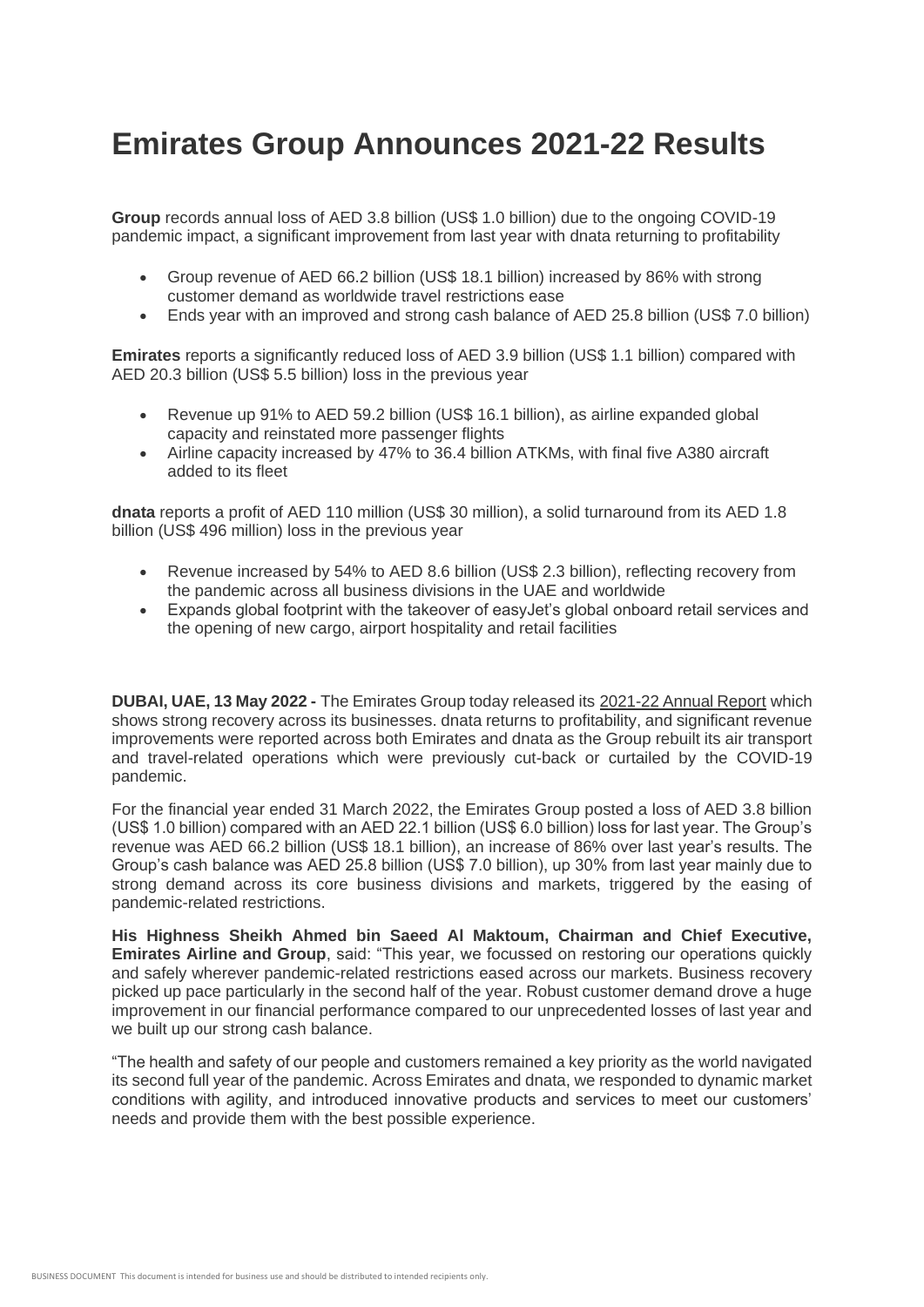# Emirates Group Announces 2021-22 Results

**Group** records annual loss of AED 3.8 billion (US$ 1.0 billion) due to the ongoing COVID-19 pandemic impact, a significant improvement from last year with dnata returning to profitability

- Group revenue of AED 66.2 billion (US$ 18.1 billion) increased by 86% with strong customer demand as worldwide travel restrictions ease
- Ends year with an improved and strong cash balance of AED 25.8 billion (US$ 7.0 billion)

**Emirates** reports a significantly reduced loss of AED 3.9 billion (US$ 1.1 billion) compared with AED 20.3 billion (US$ 5.5 billion) loss in the previous year

- Revenue up 91% to AED 59.2 billion (US$ 16.1 billion), as airline expanded global capacity and reinstated more passenger flights
- Airline capacity increased by 47% to 36.4 billion ATKMs, with final five A380 aircraft added to its fleet

**dnata** reports a profit of AED 110 million (US$ 30 million), a solid turnaround from its AED 1.8 billion (US$ 496 million) loss in the previous year

- Revenue increased by 54% to AED 8.6 billion (US$ 2.3 billion), reflecting recovery from the pandemic across all business divisions in the UAE and worldwide
- Expands global footprint with the takeover of easyJet's global onboard retail services and the opening of new cargo, airport hospitality and retail facilities

**DUBAI, UAE, 13 May 2022 -** The Emirates Group today released its 2021-22 Annual Report which shows strong recovery across its businesses. dnata returns to profitability, and significant revenue improvements were reported across both Emirates and dnata as the Group rebuilt its air transport and travel-related operations which were previously cut-back or curtailed by the COVID-19 pandemic.

For the financial year ended 31 March 2022, the Emirates Group posted a loss of AED 3.8 billion (US$ 1.0 billion) compared with an AED 22.1 billion (US$ 6.0 billion) loss for last year. The Group's revenue was AED 66.2 billion (US$ 18.1 billion), an increase of 86% over last year's results. The Group's cash balance was AED 25.8 billion (US$ 7.0 billion), up 30% from last year mainly due to strong demand across its core business divisions and markets, triggered by the easing of pandemic-related restrictions.

**His Highness Sheikh Ahmed bin Saeed Al Maktoum, Chairman and Chief Executive, Emirates Airline and Group**, said: "This year, we focussed on restoring our operations quickly and safely wherever pandemic-related restrictions eased across our markets. Business recovery picked up pace particularly in the second half of the year. Robust customer demand drove a huge improvement in our financial performance compared to our unprecedented losses of last year and we built up our strong cash balance.

"The health and safety of our people and customers remained a key priority as the world navigated its second full year of the pandemic. Across Emirates and dnata, we responded to dynamic market conditions with agility, and introduced innovative products and services to meet our customers' needs and provide them with the best possible experience.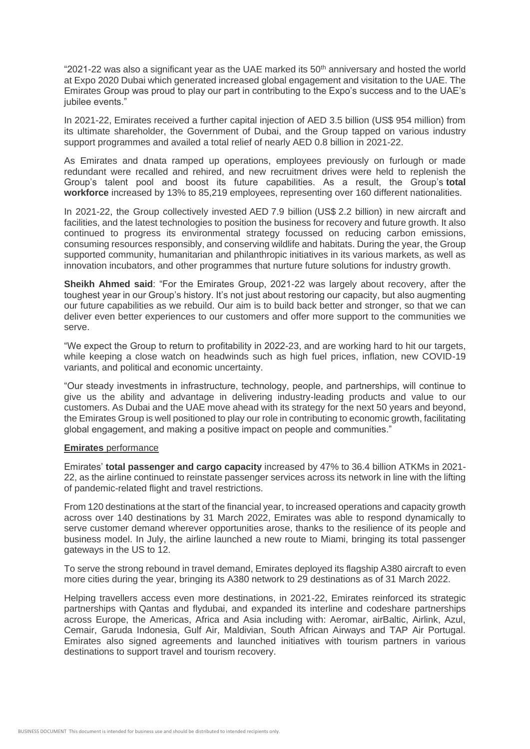"2021-22 was also a significant year as the UAE marked its 50th anniversary and hosted the world at Expo 2020 Dubai which generated increased global engagement and visitation to the UAE. The Emirates Group was proud to play our part in contributing to the Expo's success and to the UAE's jubilee events."

In 2021-22, Emirates received a further capital injection of AED 3.5 billion (US$ 954 million) from its ultimate shareholder, the Government of Dubai, and the Group tapped on various industry support programmes and availed a total relief of nearly AED 0.8 billion in 2021-22.

As Emirates and dnata ramped up operations, employees previously on furlough or made redundant were recalled and rehired, and new recruitment drives were held to replenish the Group's talent pool and boost its future capabilities. As a result, the Group's **total workforce** increased by 13% to 85,219 employees, representing over 160 different nationalities.

In 2021-22, the Group collectively invested AED 7.9 billion (US$ 2.2 billion) in new aircraft and facilities, and the latest technologies to position the business for recovery and future growth. It also continued to progress its environmental strategy focussed on reducing carbon emissions, consuming resources responsibly, and conserving wildlife and habitats. During the year, the Group supported community, humanitarian and philanthropic initiatives in its various markets, as well as innovation incubators, and other programmes that nurture future solutions for industry growth.

**Sheikh Ahmed said**: "For the Emirates Group, 2021-22 was largely about recovery, after the toughest year in our Group's history. It's not just about restoring our capacity, but also augmenting our future capabilities as we rebuild. Our aim is to build back better and stronger, so that we can deliver even better experiences to our customers and offer more support to the communities we serve.

"We expect the Group to return to profitability in 2022-23, and are working hard to hit our targets, while keeping a close watch on headwinds such as high fuel prices, inflation, new COVID-19 variants, and political and economic uncertainty.

"Our steady investments in infrastructure, technology, people, and partnerships, will continue to give us the ability and advantage in delivering industry-leading products and value to our customers. As Dubai and the UAE move ahead with its strategy for the next 50 years and beyond, the Emirates Group is well positioned to play our role in contributing to economic growth, facilitating global engagement, and making a positive impact on people and communities."

**Emirates** performance

Emirates' **total passenger and cargo capacity** increased by 47% to 36.4 billion ATKMs in 2021-22, as the airline continued to reinstate passenger services across its network in line with the lifting of pandemic-related flight and travel restrictions.

From 120 destinations at the start of the financial year, to increased operations and capacity growth across over 140 destinations by 31 March 2022, Emirates was able to respond dynamically to serve customer demand wherever opportunities arose, thanks to the resilience of its people and business model. In July, the airline launched a new route to Miami, bringing its total passenger gateways in the US to 12.

To serve the strong rebound in travel demand, Emirates deployed its flagship A380 aircraft to even more cities during the year, bringing its A380 network to 29 destinations as of 31 March 2022.

Helping travellers access even more destinations, in 2021-22, Emirates reinforced its strategic partnerships with Qantas and flydubai, and expanded its interline and codeshare partnerships across Europe, the Americas, Africa and Asia including with: Aeromar, airBaltic, Airlink, Azul, Cemair, Garuda Indonesia, Gulf Air, Maldivian, South African Airways and TAP Air Portugal. Emirates also signed agreements and launched initiatives with tourism partners in various destinations to support travel and tourism recovery.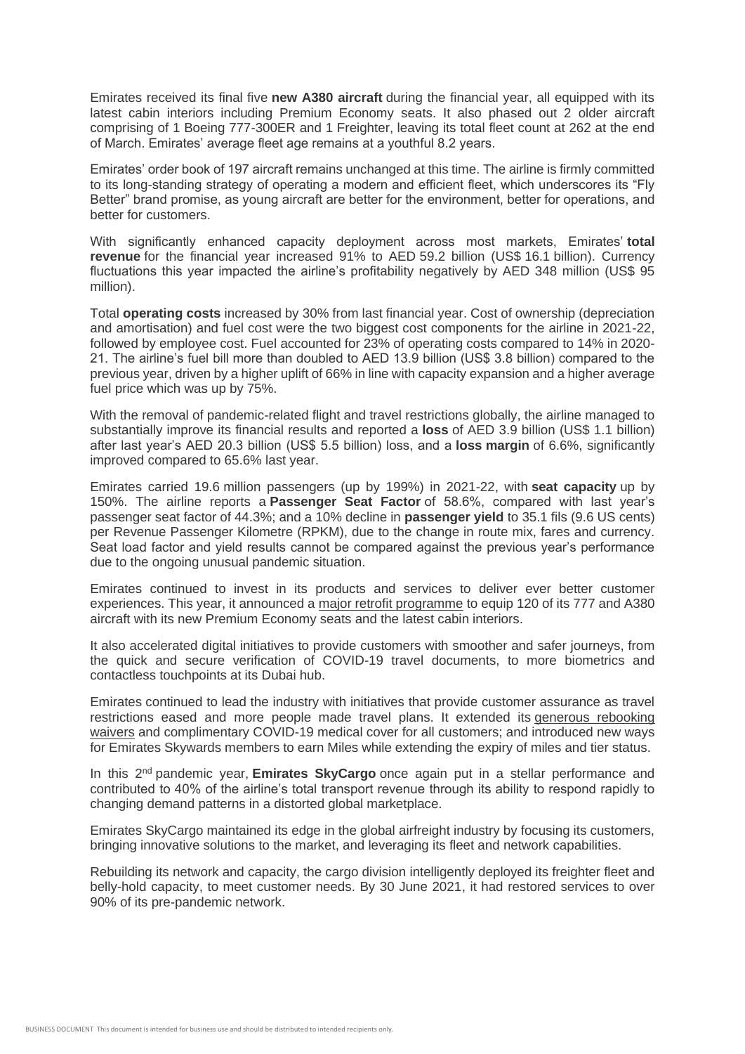Emirates received its final five **new A380 aircraft** during the financial year, all equipped with its latest cabin interiors including Premium Economy seats. It also phased out 2 older aircraft comprising of 1 Boeing 777-300ER and 1 Freighter, leaving its total fleet count at 262 at the end of March. Emirates' average fleet age remains at a youthful 8.2 years.

Emirates' order book of 197 aircraft remains unchanged at this time. The airline is firmly committed to its long-standing strategy of operating a modern and efficient fleet, which underscores its "Fly Better" brand promise, as young aircraft are better for the environment, better for operations, and better for customers.

With significantly enhanced capacity deployment across most markets, Emirates' **total revenue** for the financial year increased 91% to AED 59.2 billion (US$ 16.1 billion). Currency fluctuations this year impacted the airline's profitability negatively by AED 348 million (US$ 95 million).

Total **operating costs** increased by 30% from last financial year. Cost of ownership (depreciation and amortisation) and fuel cost were the two biggest cost components for the airline in 2021-22, followed by employee cost. Fuel accounted for 23% of operating costs compared to 14% in 2020-21. The airline's fuel bill more than doubled to AED 13.9 billion (US$ 3.8 billion) compared to the previous year, driven by a higher uplift of 66% in line with capacity expansion and a higher average fuel price which was up by 75%.

With the removal of pandemic-related flight and travel restrictions globally, the airline managed to substantially improve its financial results and reported a **loss** of AED 3.9 billion (US$ 1.1 billion) after last year's AED 20.3 billion (US$ 5.5 billion) loss, and a **loss margin** of 6.6%, significantly improved compared to 65.6% last year.

Emirates carried 19.6 million passengers (up by 199%) in 2021-22, with **seat capacity** up by 150%. The airline reports a **Passenger Seat Factor** of 58.6%, compared with last year's passenger seat factor of 44.3%; and a 10% decline in **passenger yield** to 35.1 fils (9.6 US cents) per Revenue Passenger Kilometre (RPKM), due to the change in route mix, fares and currency. Seat load factor and yield results cannot be compared against the previous year's performance due to the ongoing unusual pandemic situation.

Emirates continued to invest in its products and services to deliver ever better customer experiences. This year, it announced a major retrofit programme to equip 120 of its 777 and A380 aircraft with its new Premium Economy seats and the latest cabin interiors.

It also accelerated digital initiatives to provide customers with smoother and safer journeys, from the quick and secure verification of COVID-19 travel documents, to more biometrics and contactless touchpoints at its Dubai hub.

Emirates continued to lead the industry with initiatives that provide customer assurance as travel restrictions eased and more people made travel plans. It extended its generous rebooking waivers and complimentary COVID-19 medical cover for all customers; and introduced new ways for Emirates Skywards members to earn Miles while extending the expiry of miles and tier status.

In this 2nd pandemic year, **Emirates SkyCargo** once again put in a stellar performance and contributed to 40% of the airline's total transport revenue through its ability to respond rapidly to changing demand patterns in a distorted global marketplace.

Emirates SkyCargo maintained its edge in the global airfreight industry by focusing its customers, bringing innovative solutions to the market, and leveraging its fleet and network capabilities.

Rebuilding its network and capacity, the cargo division intelligently deployed its freighter fleet and belly-hold capacity, to meet customer needs. By 30 June 2021, it had restored services to over 90% of its pre-pandemic network.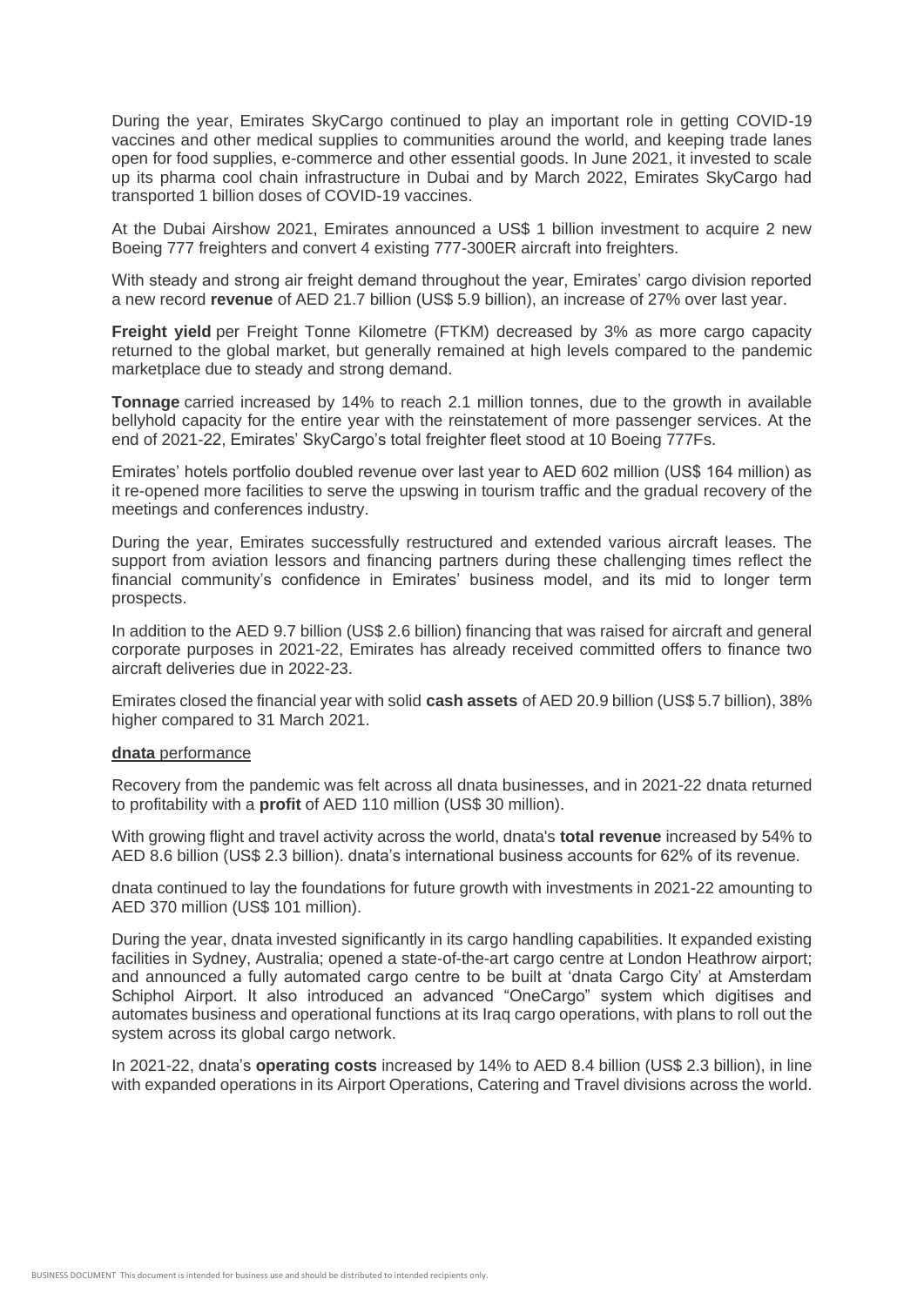During the year, Emirates SkyCargo continued to play an important role in getting COVID-19 vaccines and other medical supplies to communities around the world, and keeping trade lanes open for food supplies, e-commerce and other essential goods. In June 2021, it invested to scale up its pharma cool chain infrastructure in Dubai and by March 2022, Emirates SkyCargo had transported 1 billion doses of COVID-19 vaccines.

At the Dubai Airshow 2021, Emirates announced a US$ 1 billion investment to acquire 2 new Boeing 777 freighters and convert 4 existing 777-300ER aircraft into freighters.

With steady and strong air freight demand throughout the year, Emirates' cargo division reported a new record **revenue** of AED 21.7 billion (US$ 5.9 billion), an increase of 27% over last year.

**Freight yield** per Freight Tonne Kilometre (FTKM) decreased by 3% as more cargo capacity returned to the global market, but generally remained at high levels compared to the pandemic marketplace due to steady and strong demand.

**Tonnage** carried increased by 14% to reach 2.1 million tonnes, due to the growth in available bellyhold capacity for the entire year with the reinstatement of more passenger services. At the end of 2021-22, Emirates' SkyCargo's total freighter fleet stood at 10 Boeing 777Fs.

Emirates' hotels portfolio doubled revenue over last year to AED 602 million (US$ 164 million) as it re-opened more facilities to serve the upswing in tourism traffic and the gradual recovery of the meetings and conferences industry.

During the year, Emirates successfully restructured and extended various aircraft leases. The support from aviation lessors and financing partners during these challenging times reflect the financial community's confidence in Emirates' business model, and its mid to longer term prospects.

In addition to the AED 9.7 billion (US$ 2.6 billion) financing that was raised for aircraft and general corporate purposes in 2021-22, Emirates has already received committed offers to finance two aircraft deliveries due in 2022-23.

Emirates closed the financial year with solid **cash assets** of AED 20.9 billion (US$ 5.7 billion), 38% higher compared to 31 March 2021.

**dnata** performance

Recovery from the pandemic was felt across all dnata businesses, and in 2021-22 dnata returned to profitability with a **profit** of AED 110 million (US$ 30 million).

With growing flight and travel activity across the world, dnata's **total revenue** increased by 54% to AED 8.6 billion (US$ 2.3 billion). dnata's international business accounts for 62% of its revenue.

dnata continued to lay the foundations for future growth with investments in 2021-22 amounting to AED 370 million (US$ 101 million).

During the year, dnata invested significantly in its cargo handling capabilities. It expanded existing facilities in Sydney, Australia; opened a state-of-the-art cargo centre at London Heathrow airport; and announced a fully automated cargo centre to be built at 'dnata Cargo City' at Amsterdam Schiphol Airport. It also introduced an advanced "OneCargo" system which digitises and automates business and operational functions at its Iraq cargo operations, with plans to roll out the system across its global cargo network.

In 2021-22, dnata's **operating costs** increased by 14% to AED 8.4 billion (US$ 2.3 billion), in line with expanded operations in its Airport Operations, Catering and Travel divisions across the world.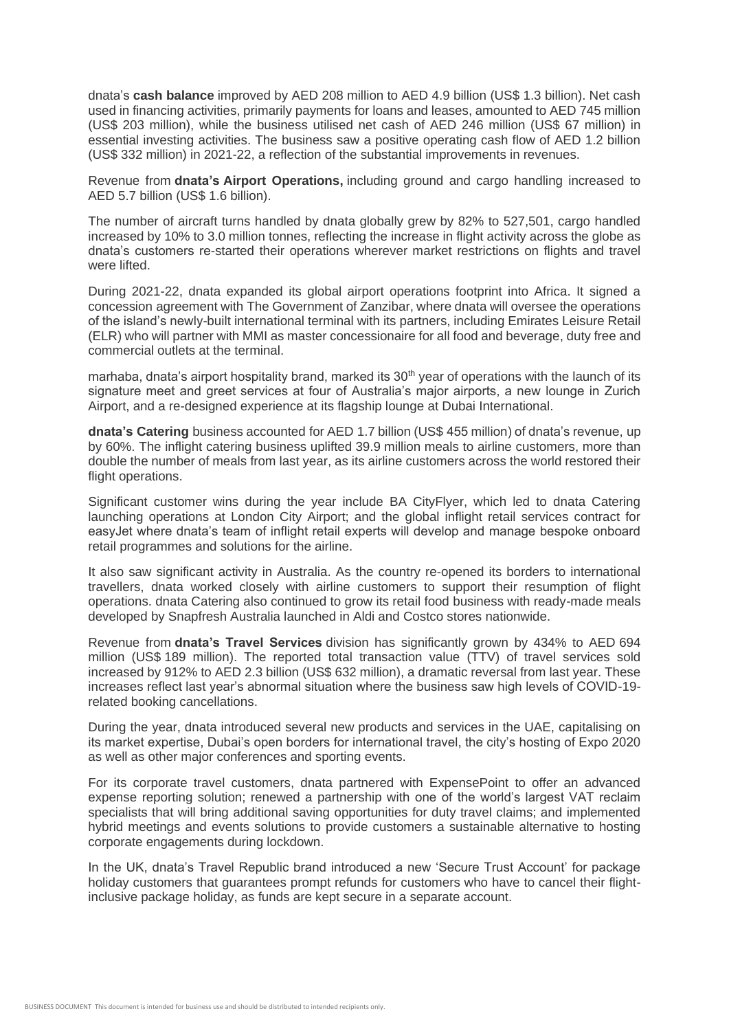dnata's **cash balance** improved by AED 208 million to AED 4.9 billion (US$ 1.3 billion). Net cash used in financing activities, primarily payments for loans and leases, amounted to AED 745 million (US$ 203 million), while the business utilised net cash of AED 246 million (US$ 67 million) in essential investing activities. The business saw a positive operating cash flow of AED 1.2 billion (US$ 332 million) in 2021-22, a reflection of the substantial improvements in revenues.

Revenue from **dnata's Airport Operations,** including ground and cargo handling increased to AED 5.7 billion (US$ 1.6 billion).

The number of aircraft turns handled by dnata globally grew by 82% to 527,501, cargo handled increased by 10% to 3.0 million tonnes, reflecting the increase in flight activity across the globe as dnata's customers re-started their operations wherever market restrictions on flights and travel were lifted.

During 2021-22, dnata expanded its global airport operations footprint into Africa. It signed a concession agreement with The Government of Zanzibar, where dnata will oversee the operations of the island's newly-built international terminal with its partners, including Emirates Leisure Retail (ELR) who will partner with MMI as master concessionaire for all food and beverage, duty free and commercial outlets at the terminal.

marhaba, dnata's airport hospitality brand, marked its 30th year of operations with the launch of its signature meet and greet services at four of Australia's major airports, a new lounge in Zurich Airport, and a re-designed experience at its flagship lounge at Dubai International.

**dnata's Catering** business accounted for AED 1.7 billion (US$ 455 million) of dnata's revenue, up by 60%. The inflight catering business uplifted 39.9 million meals to airline customers, more than double the number of meals from last year, as its airline customers across the world restored their flight operations.

Significant customer wins during the year include BA CityFlyer, which led to dnata Catering launching operations at London City Airport; and the global inflight retail services contract for easyJet where dnata's team of inflight retail experts will develop and manage bespoke onboard retail programmes and solutions for the airline.

It also saw significant activity in Australia. As the country re-opened its borders to international travellers, dnata worked closely with airline customers to support their resumption of flight operations. dnata Catering also continued to grow its retail food business with ready-made meals developed by Snapfresh Australia launched in Aldi and Costco stores nationwide.

Revenue from **dnata's Travel Services** division has significantly grown by 434% to AED 694 million (US$ 189 million). The reported total transaction value (TTV) of travel services sold increased by 912% to AED 2.3 billion (US$ 632 million), a dramatic reversal from last year. These increases reflect last year's abnormal situation where the business saw high levels of COVID-19-related booking cancellations.

During the year, dnata introduced several new products and services in the UAE, capitalising on its market expertise, Dubai's open borders for international travel, the city's hosting of Expo 2020 as well as other major conferences and sporting events.

For its corporate travel customers, dnata partnered with ExpensePoint to offer an advanced expense reporting solution; renewed a partnership with one of the world's largest VAT reclaim specialists that will bring additional saving opportunities for duty travel claims; and implemented hybrid meetings and events solutions to provide customers a sustainable alternative to hosting corporate engagements during lockdown.

In the UK, dnata's Travel Republic brand introduced a new 'Secure Trust Account' for package holiday customers that guarantees prompt refunds for customers who have to cancel their flight-inclusive package holiday, as funds are kept secure in a separate account.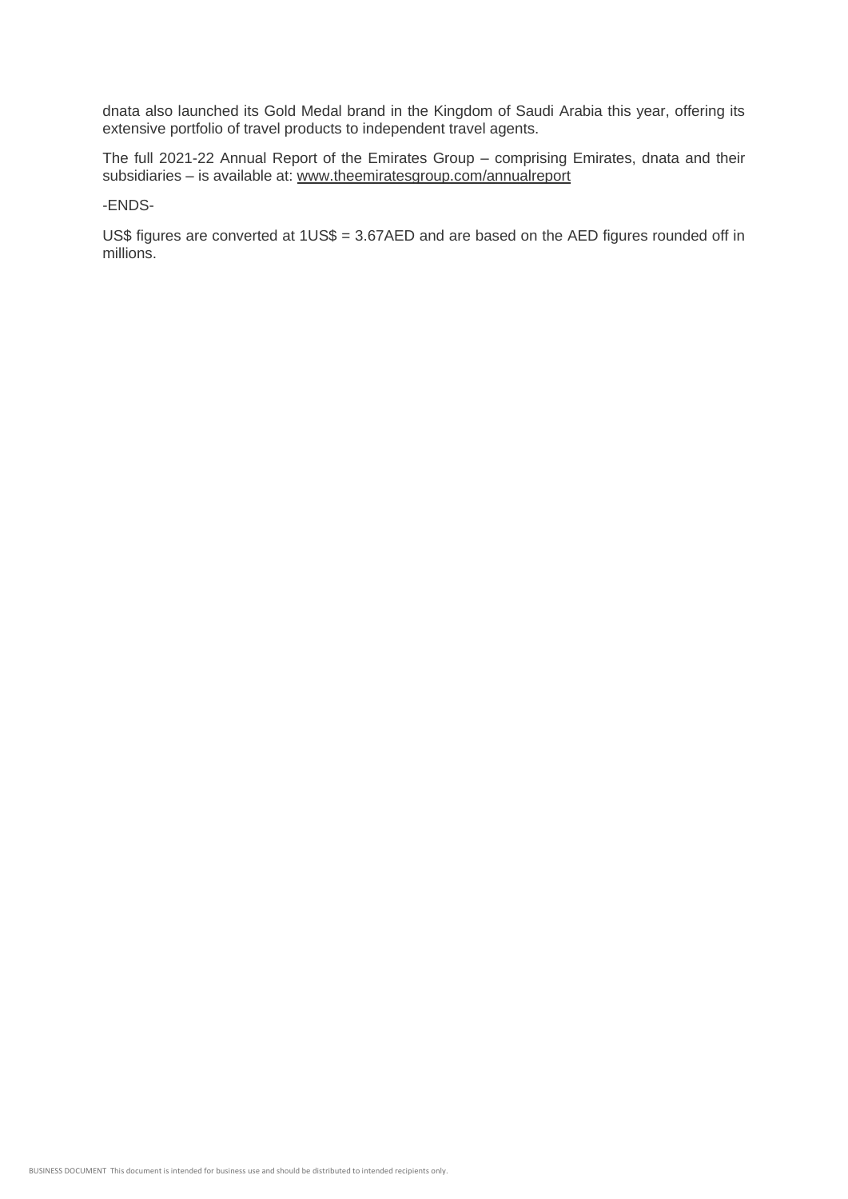dnata also launched its Gold Medal brand in the Kingdom of Saudi Arabia this year, offering its extensive portfolio of travel products to independent travel agents.

The full 2021-22 Annual Report of the Emirates Group – comprising Emirates, dnata and their subsidiaries – is available at: www.theemiratesgroup.com/annualreport

-ENDS-

US$ figures are converted at 1US$ = 3.67AED and are based on the AED figures rounded off in millions.